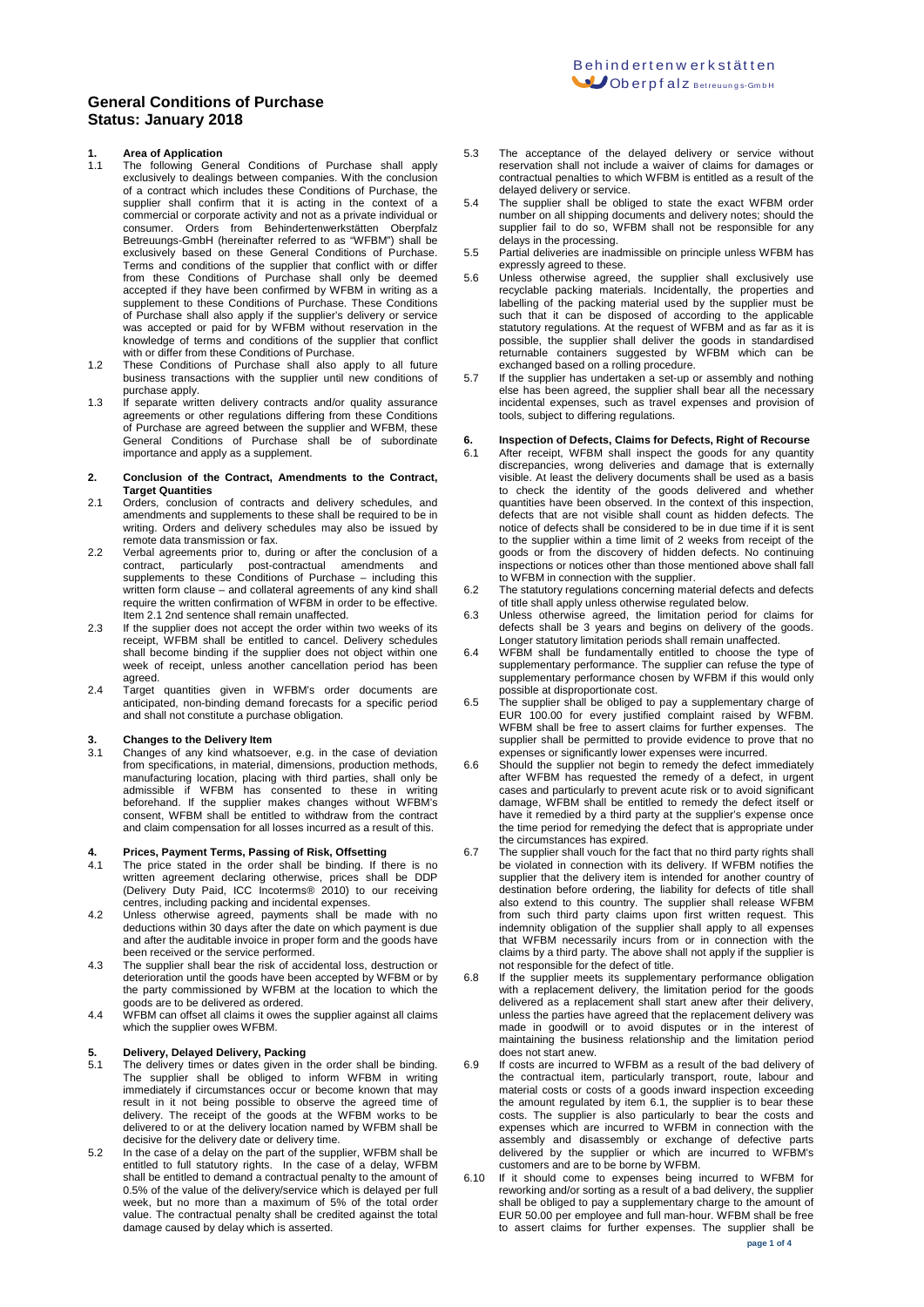# General Conditions of Purchase
## Status: January 2018

### 1. Area of Application

1.1 The following General Conditions of Purchase shall apply exclusively to dealings between companies. With the conclusion of a contract which includes these Conditions of Purchase, the supplier shall confirm that it is acting in the context of a commercial or corporate activity and not as a private individual or consumer. Orders from Behindertenwerkstätten Oberpfalz Betreuungs-GmbH (hereinafter referred to as "WFBM") shall be exclusively based on these General Conditions of Purchase. Terms and conditions of the supplier that conflict with or differ from these Conditions of Purchase shall only be deemed accepted if they have been confirmed by WFBM in writing as a supplement to these Conditions of Purchase. These Conditions of Purchase shall also apply if the supplier's delivery or service was accepted or paid for by WFBM without reservation in the knowledge of terms and conditions of the supplier that conflict with or differ from these Conditions of Purchase.

1.2 These Conditions of Purchase shall also apply to all future business transactions with the supplier until new conditions of purchase apply.

1.3 If separate written delivery contracts and/or quality assurance agreements or other regulations differing from these Conditions of Purchase are agreed between the supplier and WFBM, these General Conditions of Purchase shall be of subordinate importance and apply as a supplement.

### 2. Conclusion of the Contract, Amendments to the Contract, Target Quantities

2.1 Orders, conclusion of contracts and delivery schedules, and amendments and supplements to these shall be required to be in writing. Orders and delivery schedules may also be issued by remote data transmission or fax.

2.2 Verbal agreements prior to, during or after the conclusion of a contract, particularly post-contractual amendments and supplements to these Conditions of Purchase – including this written form clause – and collateral agreements of any kind shall require the written confirmation of WFBM in order to be effective. Item 2.1 2nd sentence shall remain unaffected.

2.3 If the supplier does not accept the order within two weeks of its receipt, WFBM shall be entitled to cancel. Delivery schedules shall become binding if the supplier does not object within one week of receipt, unless another cancellation period has been agreed.

2.4 Target quantities given in WFBM's order documents are anticipated, non-binding demand forecasts for a specific period and shall not constitute a purchase obligation.

### 3. Changes to the Delivery Item

3.1 Changes of any kind whatsoever, e.g. in the case of deviation from specifications, in material, dimensions, production methods, manufacturing location, placing with third parties, shall only be admissible if WFBM has consented to these in writing beforehand. If the supplier makes changes without WFBM's consent, WFBM shall be entitled to withdraw from the contract and claim compensation for all losses incurred as a result of this.

### 4. Prices, Payment Terms, Passing of Risk, Offsetting

4.1 The price stated in the order shall be binding. If there is no written agreement declaring otherwise, prices shall be DDP (Delivery Duty Paid, ICC Incoterms® 2010) to our receiving centres, including packing and incidental expenses.

4.2 Unless otherwise agreed, payments shall be made with no deductions within 30 days after the date on which payment is due and after the auditable invoice in proper form and the goods have been received or the service performed.

4.3 The supplier shall bear the risk of accidental loss, destruction or deterioration until the goods have been accepted by WFBM or by the party commissioned by WFBM at the location to which the goods are to be delivered as ordered.

4.4 WFBM can offset all claims it owes the supplier against all claims which the supplier owes WFBM.

### 5. Delivery, Delayed Delivery, Packing

5.1 The delivery times or dates given in the order shall be binding. The supplier shall be obliged to inform WFBM in writing immediately if circumstances occur or become known that may result in it not being possible to observe the agreed time of delivery. The receipt of the goods at the WFBM works to be delivered to or at the delivery location named by WFBM shall be decisive for the delivery date or delivery time.

5.2 In the case of a delay on the part of the supplier, WFBM shall be entitled to full statutory rights. In the case of a delay, WFBM shall be entitled to demand a contractual penalty to the amount of 0.5% of the value of the delivery/service which is delayed per full week, but no more than a maximum of 5% of the total order value. The contractual penalty shall be credited against the total damage caused by delay which is asserted.

5.3 The acceptance of the delayed delivery or service without reservation shall not include a waiver of claims for damages or contractual penalties to which WFBM is entitled as a result of the delayed delivery or service.

5.4 The supplier shall be obliged to state the exact WFBM order number on all shipping documents and delivery notes; should the supplier fail to do so, WFBM shall not be responsible for any delays in the processing.

5.5 Partial deliveries are inadmissible on principle unless WFBM has expressly agreed to these.

5.6 Unless otherwise agreed, the supplier shall exclusively use recyclable packing materials. Incidentally, the properties and labelling of the packing material used by the supplier must be such that it can be disposed of according to the applicable statutory regulations. At the request of WFBM and as far as it is possible, the supplier shall deliver the goods in standardised returnable containers suggested by WFBM which can be exchanged based on a rolling procedure.

5.7 If the supplier has undertaken a set-up or assembly and nothing else has been agreed, the supplier shall bear all the necessary incidental expenses, such as travel expenses and provision of tools, subject to differing regulations.

### 6. Inspection of Defects, Claims for Defects, Right of Recourse

6.1 After receipt, WFBM shall inspect the goods for any quantity discrepancies, wrong deliveries and damage that is externally visible. At least the delivery documents shall be used as a basis to check the identity of the goods delivered and whether quantities have been observed. In the context of this inspection, defects that are not visible shall count as hidden defects. The notice of defects shall be considered to be in due time if it is sent to the supplier within a time limit of 2 weeks from receipt of the goods or from the discovery of hidden defects. No continuing inspections or notices other than those mentioned above shall fall to WFBM in connection with the supplier.

6.2 The statutory regulations concerning material defects and defects of title shall apply unless otherwise regulated below.

6.3 Unless otherwise agreed, the limitation period for claims for defects shall be 3 years and begins on delivery of the goods. Longer statutory limitation periods shall remain unaffected.

6.4 WFBM shall be fundamentally entitled to choose the type of supplementary performance. The supplier can refuse the type of supplementary performance chosen by WFBM if this would only possible at disproportionate cost.

6.5 The supplier shall be obliged to pay a supplementary charge of EUR 100.00 for every justified complaint raised by WFBM. WFBM shall be free to assert claims for further expenses. The supplier shall be permitted to provide evidence to prove that no expenses or significantly lower expenses were incurred.

6.6 Should the supplier not begin to remedy the defect immediately after WFBM has requested the remedy of a defect, in urgent cases and particularly to prevent acute risk or to avoid significant damage, WFBM shall be entitled to remedy the defect itself or have it remedied by a third party at the supplier's expense once the time period for remedying the defect that is appropriate under the circumstances has expired.

6.7 The supplier shall vouch for the fact that no third party rights shall be violated in connection with its delivery. If WFBM notifies the supplier that the delivery item is intended for another country of destination before ordering, the liability for defects of title shall also extend to this country. The supplier shall release WFBM from such third party claims upon first written request. This indemnity obligation of the supplier shall apply to all expenses that WFBM necessarily incurs from or in connection with the claims by a third party. The above shall not apply if the supplier is not responsible for the defect of title.

6.8 If the supplier meets its supplementary performance obligation with a replacement delivery, the limitation period for the goods delivered as a replacement shall start anew after their delivery, unless the parties have agreed that the replacement delivery was made in goodwill or to avoid disputes or in the interest of maintaining the business relationship and the limitation period does not start anew.

6.9 If costs are incurred to WFBM as a result of the bad delivery of the contractual item, particularly transport, route, labour and material costs or costs of a goods inward inspection exceeding the amount regulated by item 6.1, the supplier is to bear these costs. The supplier is also particularly to bear the costs and expenses which are incurred to WFBM in connection with the assembly and disassembly or exchange of defective parts delivered by the supplier or which are incurred to WFBM's customers and are to be borne by WFBM.

6.10 If it should come to expenses being incurred to WFBM for reworking and/or sorting as a result of a bad delivery, the supplier shall be obliged to pay a supplementary charge to the amount of EUR 50.00 per employee and full man-hour. WFBM shall be free to assert claims for further expenses. The supplier shall be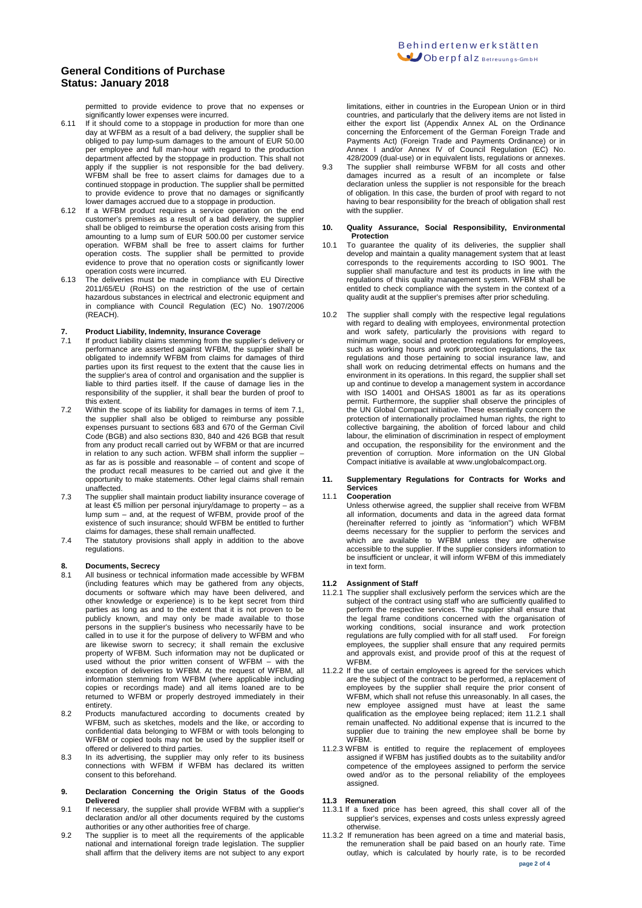permitted to provide evidence to prove that no expenses or significantly lower expenses were incurred.

6.11 If it should come to a stoppage in production for more than one day at WFBM as a result of a bad delivery, the supplier shall be obliged to pay lump-sum damages to the amount of EUR 50.00 per employee and full man-hour with regard to the production department affected by the stoppage in production. This shall not apply if the supplier is not responsible for the bad delivery. WFBM shall be free to assert claims for damages due to a continued stoppage in production. The supplier shall be permitted to provide evidence to prove that no damages or significantly lower damages accrued due to a stoppage in production.

6.12 If a WFBM product requires a service operation on the end customer's premises as a result of a bad delivery, the supplier shall be obliged to reimburse the operation costs arising from this amounting to a lump sum of EUR 500.00 per customer service operation. WFBM shall be free to assert claims for further operation costs. The supplier shall be permitted to provide evidence to prove that no operation costs or significantly lower operation costs were incurred.

6.13 The deliveries must be made in compliance with EU Directive 2011/65/EU (RoHS) on the restriction of the use of certain hazardous substances in electrical and electronic equipment and in compliance with Council Regulation (EC) No. 1907/2006 (REACH).

## 7. Product Liability, Indemnity, Insurance Coverage

7.1 If product liability claims stemming from the supplier's delivery or performance are asserted against WFBM, the supplier shall be obligated to indemnify WFBM from claims for damages of third parties upon its first request to the extent that the cause lies in the supplier's area of control and organisation and the supplier is liable to third parties itself. If the cause of damage lies in the responsibility of the supplier, it shall bear the burden of proof to this extent.

7.2 Within the scope of its liability for damages in terms of item 7.1, the supplier shall also be obliged to reimburse any possible expenses pursuant to sections 683 and 670 of the German Civil Code (BGB) and also sections 830, 840 and 426 BGB that result from any product recall carried out by WFBM or that are incurred in relation to any such action. WFBM shall inform the supplier – as far as is possible and reasonable – of content and scope of the product recall measures to be carried out and give it the opportunity to make statements. Other legal claims shall remain unaffected.

7.3 The supplier shall maintain product liability insurance coverage of at least €5 million per personal injury/damage to property – as a lump sum – and, at the request of WFBM, provide proof of the existence of such insurance; should WFBM be entitled to further claims for damages, these shall remain unaffected.

7.4 The statutory provisions shall apply in addition to the above regulations.

## 8. Documents, Secrecy

8.1 All business or technical information made accessible by WFBM (including features which may be gathered from any objects, documents or software which may have been delivered, and other knowledge or experience) is to be kept secret from third parties as long as and to the extent that it is not proven to be publicly known, and may only be made available to those persons in the supplier's business who necessarily have to be called in to use it for the purpose of delivery to WFBM and who are likewise sworn to secrecy; it shall remain the exclusive property of WFBM. Such information may not be duplicated or used without the prior written consent of WFBM – with the exception of deliveries to WFBM. At the request of WFBM, all information stemming from WFBM (where applicable including copies or recordings made) and all items loaned are to be returned to WFBM or properly destroyed immediately in their entirety.

8.2 Products manufactured according to documents created by WFBM, such as sketches, models and the like, or according to confidential data belonging to WFBM or with tools belonging to WFBM or copied tools may not be used by the supplier itself or offered or delivered to third parties.

8.3 In its advertising, the supplier may only refer to its business connections with WFBM if WFBM has declared its written consent to this beforehand.

## 9. Declaration Concerning the Origin Status of the Goods Delivered

9.1 If necessary, the supplier shall provide WFBM with a supplier's declaration and/or all other documents required by the customs authorities or any other authorities free of charge.

9.2 The supplier is to meet all the requirements of the applicable national and international foreign trade legislation. The supplier shall affirm that the delivery items are not subject to any export limitations, either in countries in the European Union or in third countries, and particularly that the delivery items are not listed in either the export list (Appendix Annex AL on the Ordinance concerning the Enforcement of the German Foreign Trade and Payments Act) (Foreign Trade and Payments Ordinance) or in Annex I and/or Annex IV of Council Regulation (EC) No. 428/2009 (dual-use) or in equivalent lists, regulations or annexes.

9.3 The supplier shall reimburse WFBM for all costs and other damages incurred as a result of an incomplete or false declaration unless the supplier is not responsible for the breach of obligation. In this case, the burden of proof with regard to not having to bear responsibility for the breach of obligation shall rest with the supplier.

## 10. Quality Assurance, Social Responsibility, Environmental Protection

10.1 To guarantee the quality of its deliveries, the supplier shall develop and maintain a quality management system that at least corresponds to the requirements according to ISO 9001. The supplier shall manufacture and test its products in line with the regulations of thiis quality management system. WFBM shall be entitled to check compliance with the system in the context of a quality audit at the supplier's premises after prior scheduling.

10.2 The supplier shall comply with the respective legal regulations with regard to dealing with employees, environmental protection and work safety, particularly the provisions with regard to minimum wage, social and protection regulations for employees, such as working hours and work protection regulations, the tax regulations and those pertaining to social insurance law, and shall work on reducing detrimental effects on humans and the environment in its operations. In this regard, the supplier shall set up and continue to develop a management system in accordance with ISO 14001 and OHSAS 18001 as far as its operations permit. Furthermore, the supplier shall observe the principles of the UN Global Compact initiative. These essentially concern the protection of internationally proclaimed human rights, the right to collective bargaining, the abolition of forced labour and child labour, the elimination of discrimination in respect of employment and occupation, the responsibility for the environment and the prevention of corruption. More information on the UN Global Compact initiative is available at www.unglobalcompact.org.

## 11. Supplementary Regulations for Contracts for Works and Services

### 11.1 Cooperation

Unless otherwise agreed, the supplier shall receive from WFBM all information, documents and data in the agreed data format (hereinafter referred to jointly as "information") which WFBM deems necessary for the supplier to perform the services and which are available to WFBM unless they are otherwise accessible to the supplier. If the supplier considers information to be insufficient or unclear, it will inform WFBM of this immediately in text form.

### 11.2 Assignment of Staff

11.2.1 The supplier shall exclusively perform the services which are the subject of the contract using staff who are sufficiently qualified to perform the respective services. The supplier shall ensure that the legal frame conditions concerned with the organisation of working conditions, social insurance and work protection regulations are fully complied with for all staff used. For foreign employees, the supplier shall ensure that any required permits and approvals exist, and provide proof of this at the request of WFBM.

11.2.2 If the use of certain employees is agreed for the services which are the subject of the contract to be performed, a replacement of employees by the supplier shall require the prior consent of WFBM, which shall not refuse this unreasonably. In all cases, the new employee assigned must have at least the same qualification as the employee being replaced; item 11.2.1 shall remain unaffected. No additional expense that is incurred to the supplier due to training the new employee shall be borne by WFBM.

11.2.3 WFBM is entitled to require the replacement of employees assigned if WFBM has justified doubts as to the suitability and/or competence of the employees assigned to perform the service owed and/or as to the personal reliability of the employees assigned.

### 11.3 Remuneration

11.3.1 If a fixed price has been agreed, this shall cover all of the supplier's services, expenses and costs unless expressly agreed otherwise.

11.3.2 If remuneration has been agreed on a time and material basis, the remuneration shall be paid based on an hourly rate. Time outlay, which is calculated by hourly rate, is to be recorded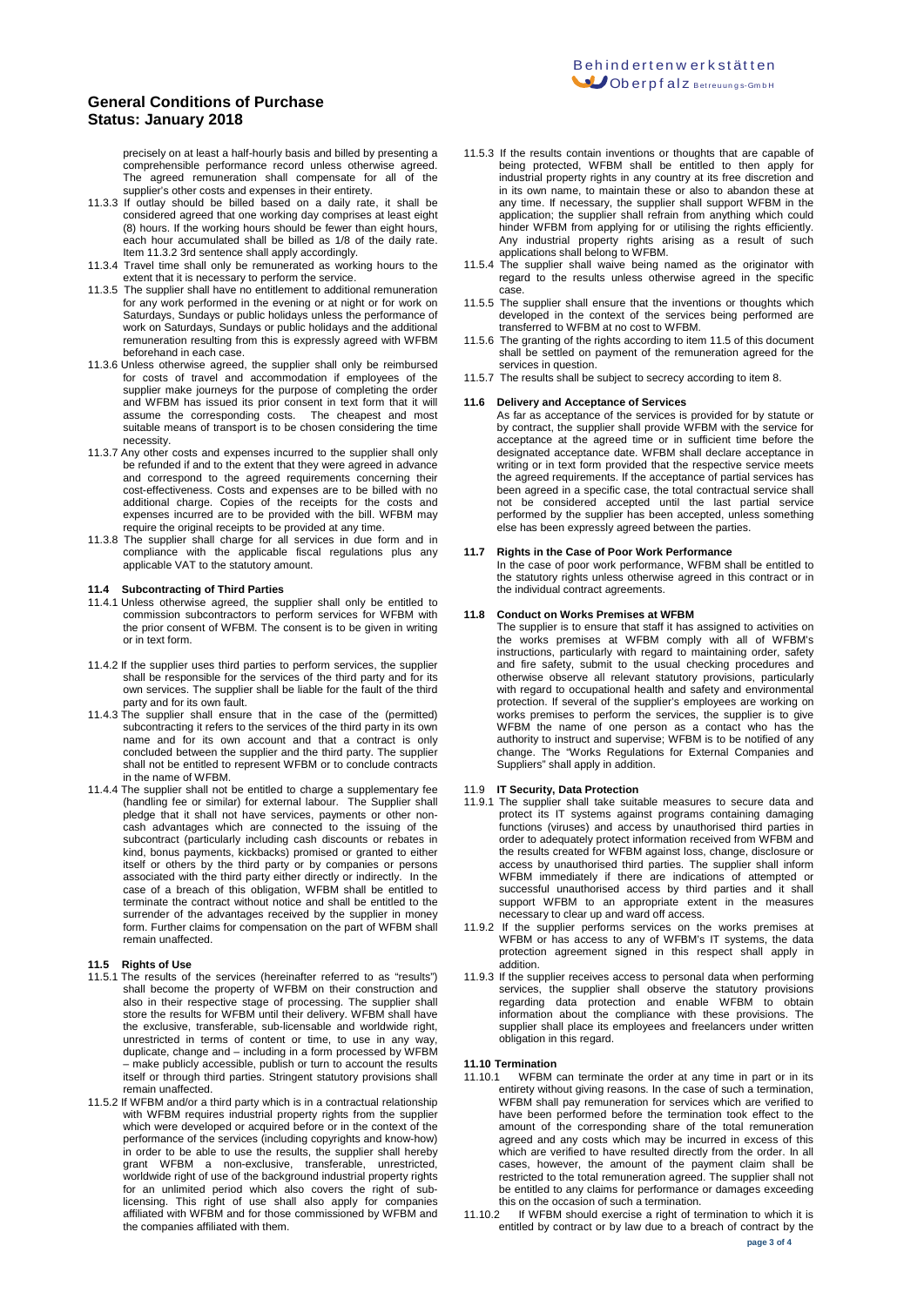precisely on at least a half-hourly basis and billed by presenting a comprehensible performance record unless otherwise agreed. The agreed remuneration shall compensate for all of the supplier's other costs and expenses in their entirety.

11.3.3 If outlay should be billed based on a daily rate, it shall be considered agreed that one working day comprises at least eight (8) hours. If the working hours should be fewer than eight hours, each hour accumulated shall be billed as 1/8 of the daily rate. Item 11.3.2 3rd sentence shall apply accordingly.

11.3.4 Travel time shall only be remunerated as working hours to the extent that it is necessary to perform the service.

11.3.5 The supplier shall have no entitlement to additional remuneration for any work performed in the evening or at night or for work on Saturdays, Sundays or public holidays unless the performance of work on Saturdays, Sundays or public holidays and the additional remuneration resulting from this is expressly agreed with WFBM beforehand in each case.

11.3.6 Unless otherwise agreed, the supplier shall only be reimbursed for costs of travel and accommodation if employees of the supplier make journeys for the purpose of completing the order and WFBM has issued its prior consent in text form that it will assume the corresponding costs. The cheapest and most suitable means of transport is to be chosen considering the time necessity.

11.3.7 Any other costs and expenses incurred to the supplier shall only be refunded if and to the extent that they were agreed in advance and correspond to the agreed requirements concerning their cost-effectiveness. Costs and expenses are to be billed with no additional charge. Copies of the receipts for the costs and expenses incurred are to be provided with the bill. WFBM may require the original receipts to be provided at any time.

11.3.8 The supplier shall charge for all services in due form and in compliance with the applicable fiscal regulations plus any applicable VAT to the statutory amount.

### 11.4 Subcontracting of Third Parties

11.4.1 Unless otherwise agreed, the supplier shall only be entitled to commission subcontractors to perform services for WFBM with the prior consent of WFBM. The consent is to be given in writing or in text form.

11.4.2 If the supplier uses third parties to perform services, the supplier shall be responsible for the services of the third party and for its own services. The supplier shall be liable for the fault of the third party and for its own fault.

11.4.3 The supplier shall ensure that in the case of the (permitted) subcontracting it refers to the services of the third party in its own name and for its own account and that a contract is only concluded between the supplier and the third party. The supplier shall not be entitled to represent WFBM or to conclude contracts in the name of WFBM.

11.4.4 The supplier shall not be entitled to charge a supplementary fee (handling fee or similar) for external labour. The Supplier shall pledge that it shall not have services, payments or other non-cash advantages which are connected to the issuing of the subcontract (particularly including cash discounts or rebates in kind, bonus payments, kickbacks) promised or granted to either itself or others by the third party or by companies or persons associated with the third party either directly or indirectly. In the case of a breach of this obligation, WFBM shall be entitled to terminate the contract without notice and shall be entitled to the surrender of the advantages received by the supplier in money form. Further claims for compensation on the part of WFBM shall remain unaffected.

### 11.5 Rights of Use

11.5.1 The results of the services (hereinafter referred to as "results") shall become the property of WFBM on their construction and also in their respective stage of processing. The supplier shall store the results for WFBM until their delivery. WFBM shall have the exclusive, transferable, sub-licensable and worldwide right, unrestricted in terms of content or time, to use in any way, duplicate, change and – including in a form processed by WFBM – make publicly accessible, publish or turn to account the results itself or through third parties. Stringent statutory provisions shall remain unaffected.

11.5.2 If WFBM and/or a third party which is in a contractual relationship with WFBM requires industrial property rights from the supplier which were developed or acquired before or in the context of the performance of the services (including copyrights and know-how) in order to be able to use the results, the supplier shall hereby grant WFBM a non-exclusive, transferable, unrestricted, worldwide right of use of the background industrial property rights for an unlimited period which also covers the right of sub-licensing. This right of use shall also apply for companies affiliated with WFBM and for those commissioned by WFBM and the companies affiliated with them.

11.5.3 If the results contain inventions or thoughts that are capable of being protected, WFBM shall be entitled to then apply for industrial property rights in any country at its free discretion and in its own name, to maintain these or also to abandon these at any time. If necessary, the supplier shall support WFBM in the application; the supplier shall refrain from anything which could hinder WFBM from applying for or utilising the rights efficiently. Any industrial property rights arising as a result of such applications shall belong to WFBM.

11.5.4 The supplier shall waive being named as the originator with regard to the results unless otherwise agreed in the specific case.

11.5.5 The supplier shall ensure that the inventions or thoughts which developed in the context of the services being performed are transferred to WFBM at no cost to WFBM.

11.5.6 The granting of the rights according to item 11.5 of this document shall be settled on payment of the remuneration agreed for the services in question.

11.5.7 The results shall be subject to secrecy according to item 8.

### 11.6 Delivery and Acceptance of Services

As far as acceptance of the services is provided for by statute or by contract, the supplier shall provide WFBM with the service for acceptance at the agreed time or in sufficient time before the designated acceptance date. WFBM shall declare acceptance in writing or in text form provided that the respective service meets the agreed requirements. If the acceptance of partial services has been agreed in a specific case, the total contractual service shall not be considered accepted until the last partial service performed by the supplier has been accepted, unless something else has been expressly agreed between the parties.

### 11.7 Rights in the Case of Poor Work Performance

In the case of poor work performance, WFBM shall be entitled to the statutory rights unless otherwise agreed in this contract or in the individual contract agreements.

### 11.8 Conduct on Works Premises at WFBM

The supplier is to ensure that staff it has assigned to activities on the works premises at WFBM comply with all of WFBM's instructions, particularly with regard to maintaining order, safety and fire safety, submit to the usual checking procedures and otherwise observe all relevant statutory provisions, particularly with regard to occupational health and safety and environmental protection. If several of the supplier's employees are working on works premises to perform the services, the supplier is to give WFBM the name of one person as a contact who has the authority to instruct and supervise; WFBM is to be notified of any change. The "Works Regulations for External Companies and Suppliers" shall apply in addition.

### 11.9 IT Security, Data Protection

11.9.1 The supplier shall take suitable measures to secure data and protect its IT systems against programs containing damaging functions (viruses) and access by unauthorised third parties in order to adequately protect information received from WFBM and the results created for WFBM against loss, change, disclosure or access by unauthorised third parties. The supplier shall inform WFBM immediately if there are indications of attempted or successful unauthorised access by third parties and it shall support WFBM to an appropriate extent in the measures necessary to clear up and ward off access.

11.9.2 If the supplier performs services on the works premises at WFBM or has access to any of WFBM's IT systems, the data protection agreement signed in this respect shall apply in addition.

11.9.3 If the supplier receives access to personal data when performing services, the supplier shall observe the statutory provisions regarding data protection and enable WFBM to obtain information about the compliance with these provisions. The supplier shall place its employees and freelancers under written obligation in this regard.

### 11.10 Termination

11.10.1 WFBM can terminate the order at any time in part or in its entirety without giving reasons. In the case of such a termination, WFBM shall pay remuneration for services which are verified to have been performed before the termination took effect to the amount of the corresponding share of the total remuneration agreed and any costs which may be incurred in excess of this which are verified to have resulted directly from the order. In all cases, however, the amount of the payment claim shall be restricted to the total remuneration agreed. The supplier shall not be entitled to any claims for performance or damages exceeding this on the occasion of such a termination.

11.10.2 If WFBM should exercise a right of termination to which it is entitled by contract or by law due to a breach of contract by the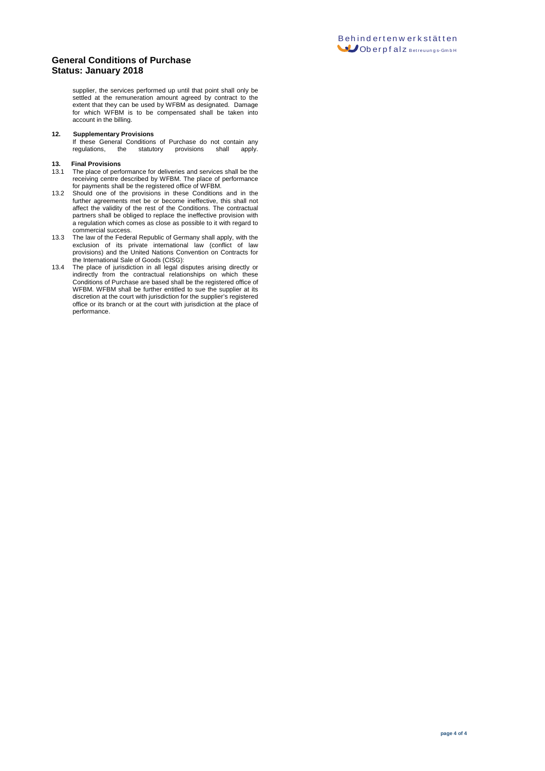supplier, the services performed up until that point shall only be settled at the remuneration amount agreed by contract to the extent that they can be used by WFBM as designated. Damage for which WFBM is to be compensated shall be taken into account in the billing.

## 12. Supplementary Provisions

If these General Conditions of Purchase do not contain any regulations, the statutory provisions shall apply.

## 13. Final Provisions

13.1 The place of performance for deliveries and services shall be the receiving centre described by WFBM. The place of performance for payments shall be the registered office of WFBM.

13.2 Should one of the provisions in these Conditions and in the further agreements met be or become ineffective, this shall not affect the validity of the rest of the Conditions. The contractual partners shall be obliged to replace the ineffective provision with a regulation which comes as close as possible to it with regard to commercial success.

13.3 The law of the Federal Republic of Germany shall apply, with the exclusion of its private international law (conflict of law provisions) and the United Nations Convention on Contracts for the International Sale of Goods (CISG):

13.4 The place of jurisdiction in all legal disputes arising directly or indirectly from the contractual relationships on which these Conditions of Purchase are based shall be the registered office of WFBM. WFBM shall be further entitled to sue the supplier at its discretion at the court with jurisdiction for the supplier's registered office or its branch or at the court with jurisdiction at the place of performance.